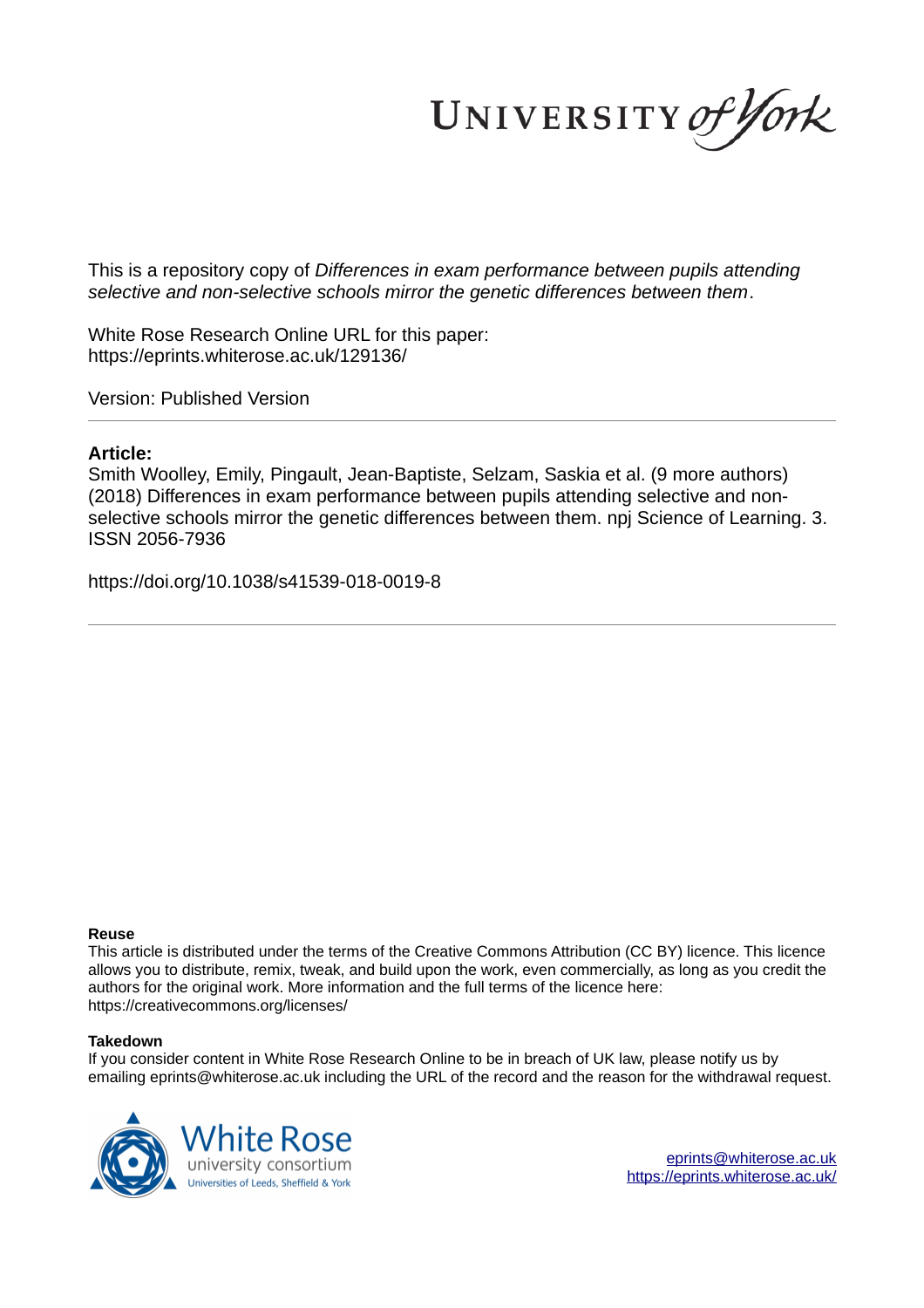This is a repository copy of *Differences in exam performance between pupils attending selective and non-selective schools mirror the genetic differences between them*.

White Rose Research Online URL for this paper:
https://eprints.whiterose.ac.uk/129136/

Version: Published Version

**Article:**

Smith Woolley, Emily, Pingault, Jean-Baptiste, Selzam, Saskia et al. (9 more authors) (2018) Differences in exam performance between pupils attending selective and non-selective schools mirror the genetic differences between them. npj Science of Learning. 3. ISSN 2056-7936

https://doi.org/10.1038/s41539-018-0019-8

**Reuse**

This article is distributed under the terms of the Creative Commons Attribution (CC BY) licence. This licence allows you to distribute, remix, tweak, and build upon the work, even commercially, as long as you credit the authors for the original work. More information and the full terms of the licence here: https://creativecommons.org/licenses/

**Takedown**

If you consider content in White Rose Research Online to be in breach of UK law, please notify us by emailing eprints@whiterose.ac.uk including the URL of the record and the reason for the withdrawal request.

eprints@whiterose.ac.uk
https://eprints.whiterose.ac.uk/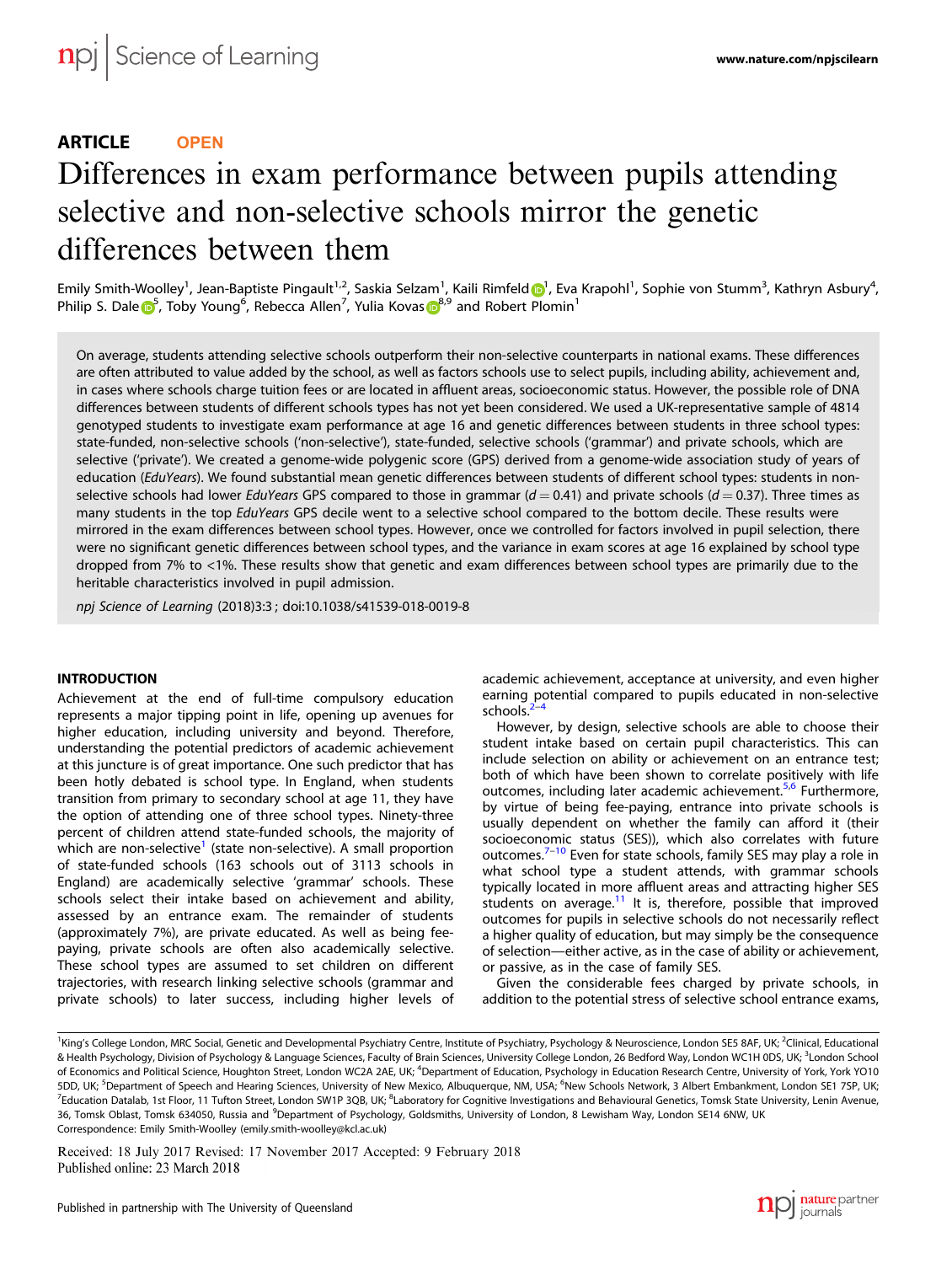## ARTICLE OPEN

# Differences in exam performance between pupils attending selective and non-selective schools mirror the genetic differences between them

Emily Smith-Woolley[1], Jean-Baptiste Pingault[1,2], Saskia Selzam[1], Kaili Rimfeld[1], Eva Krapohl[1], Sophie von Stumm[3], Kathryn Asbury[4], Philip S. Dale[5], Toby Young[6], Rebecca Allen[7], Yulia Kovas[8,9] and Robert Plomin[1]

On average, students attending selective schools outperform their non-selective counterparts in national exams. These differences are often attributed to value added by the school, as well as factors schools use to select pupils, including ability, achievement and, in cases where schools charge tuition fees or are located in affluent areas, socioeconomic status. However, the possible role of DNA differences between students of different schools types has not yet been considered. We used a UK-representative sample of 4814 genotyped students to investigate exam performance at age 16 and genetic differences between students in three school types: state-funded, non-selective schools ('non-selective'), state-funded, selective schools ('grammar') and private schools, which are selective ('private'). We created a genome-wide polygenic score (GPS) derived from a genome-wide association study of years of education (*EduYears*). We found substantial mean genetic differences between students of different school types: students in non-selective schools had lower *EduYears* GPS compared to those in grammar ($d = 0.41$) and private schools ($d = 0.37$). Three times as many students in the top *EduYears* GPS decile went to a selective school compared to the bottom decile. These results were mirrored in the exam differences between school types. However, once we controlled for factors involved in pupil selection, there were no significant genetic differences between school types, and the variance in exam scores at age 16 explained by school type dropped from 7% to <1%. These results show that genetic and exam differences between school types are primarily due to the heritable characteristics involved in pupil admission.

*npj Science of Learning* (2018)3:3 ; doi:10.1038/s41539-018-0019-8

## INTRODUCTION

Achievement at the end of full-time compulsory education represents a major tipping point in life, opening up avenues for higher education, including university and beyond. Therefore, understanding the potential predictors of academic achievement at this juncture is of great importance. One such predictor that has been hotly debated is school type. In England, when students transition from primary to secondary school at age 11, they have the option of attending one of three school types. Ninety-three percent of children attend state-funded schools, the majority of which are non-selective[1] (state non-selective). A small proportion of state-funded schools (163 schools out of 3113 schools in England) are academically selective 'grammar' schools. These schools select their intake based on achievement and ability, assessed by an entrance exam. The remainder of students (approximately 7%), are private educated. As well as being fee-paying, private schools are often also academically selective. These school types are assumed to set children on different trajectories, with research linking selective schools (grammar and private schools) to later success, including higher levels of academic achievement, acceptance at university, and even higher earning potential compared to pupils educated in non-selective schools.[2–4]

However, by design, selective schools are able to choose their student intake based on certain pupil characteristics. This can include selection on ability or achievement on an entrance test; both of which have been shown to correlate positively with life outcomes, including later academic achievement.[5,6] Furthermore, by virtue of being fee-paying, entrance into private schools is usually dependent on whether the family can afford it (their socioeconomic status (SES)), which also correlates with future outcomes.[7–10] Even for state schools, family SES may play a role in what school type a student attends, with grammar schools typically located in more affluent areas and attracting higher SES students on average.[11] It is, therefore, possible that improved outcomes for pupils in selective schools do not necessarily reflect a higher quality of education, but may simply be the consequence of selection—either active, as in the case of ability or achievement, or passive, as in the case of family SES.

Given the considerable fees charged by private schools, in addition to the potential stress of selective school entrance exams,

[1]King's College London, MRC Social, Genetic and Developmental Psychiatry Centre, Institute of Psychiatry, Psychology & Neuroscience, London SE5 8AF, UK; [2]Clinical, Educational & Health Psychology, Division of Psychology & Language Sciences, Faculty of Brain Sciences, University College London, 26 Bedford Way, London WC1H 0DS, UK; [3]London School of Economics and Political Science, Houghton Street, London WC2A 2AE, UK; [4]Department of Education, Psychology in Education Research Centre, University of York, York YO10 5DD, UK; [5]Department of Speech and Hearing Sciences, University of New Mexico, Albuquerque, NM, USA; [6]New Schools Network, 3 Albert Embankment, London SE1 7SP, UK; [7]Education Datalab, 1st Floor, 11 Tufton Street, London SW1P 3QB, UK; [8]Laboratory for Cognitive Investigations and Behavioural Genetics, Tomsk State University, Lenin Avenue, 36, Tomsk Oblast, Tomsk 634050, Russia and [9]Department of Psychology, Goldsmiths, University of London, 8 Lewisham Way, London SE14 6NW, UK
Correspondence: Emily Smith-Woolley (emily.smith-woolley@kcl.ac.uk)

Received: 18 July 2017 Revised: 17 November 2017 Accepted: 9 February 2018
Published online: 23 March 2018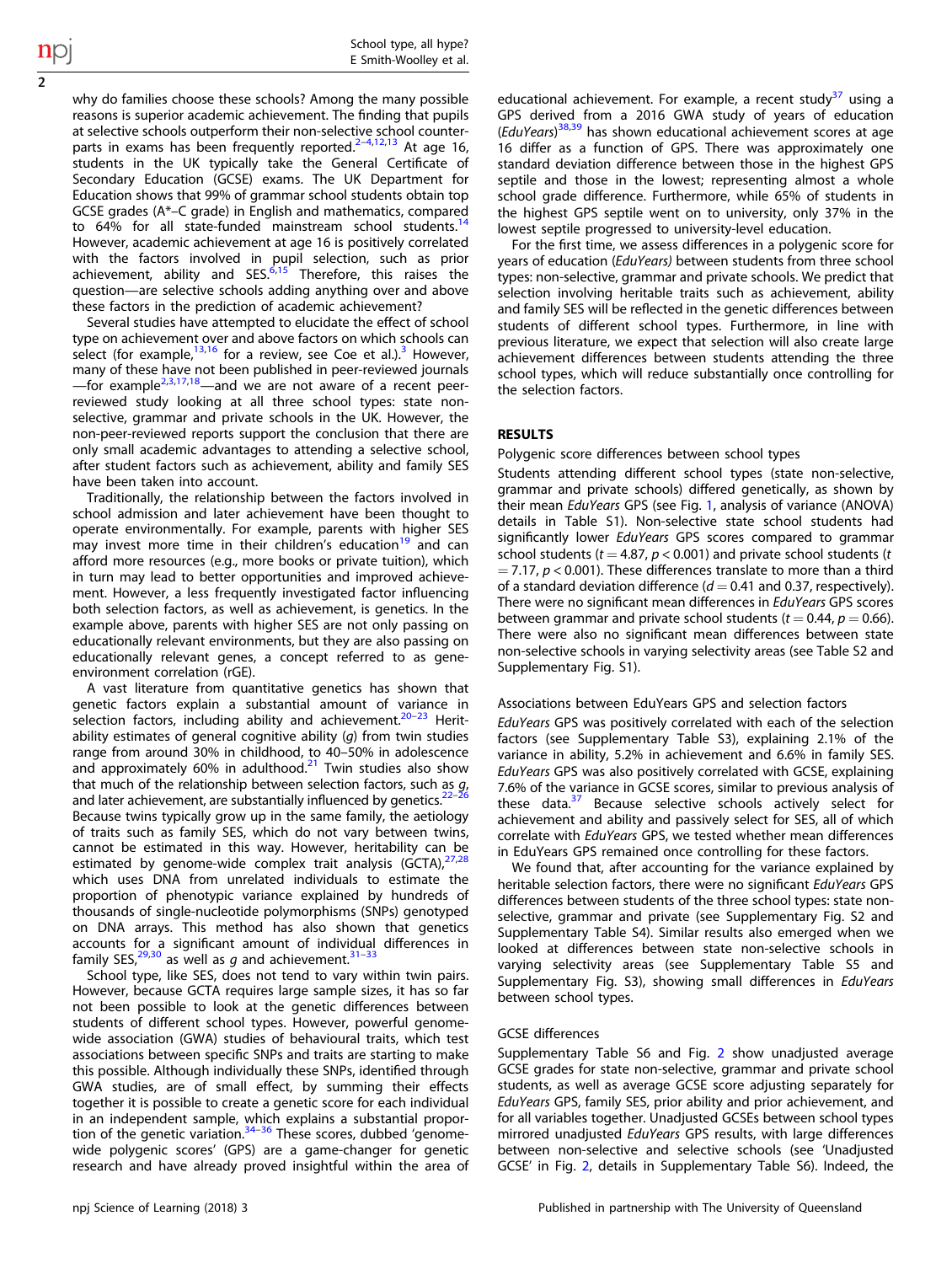why do families choose these schools? Among the many possible reasons is superior academic achievement. The finding that pupils at selective schools outperform their non-selective school counterparts in exams has been frequently reported.[2–4,12,13] At age 16, students in the UK typically take the General Certificate of Secondary Education (GCSE) exams. The UK Department for Education shows that 99% of grammar school students obtain top GCSE grades (A*–C grade) in English and mathematics, compared to 64% for all state-funded mainstream school students.[14] However, academic achievement at age 16 is positively correlated with the factors involved in pupil selection, such as prior achievement, ability and SES.[6,15] Therefore, this raises the question—are selective schools adding anything over and above these factors in the prediction of academic achievement?

Several studies have attempted to elucidate the effect of school type on achievement over and above factors on which schools can select (for example,[13,16] for a review, see Coe et al.).[3] However, many of these have not been published in peer-reviewed journals —for example[2,3,17,18]—and we are not aware of a recent peer-reviewed study looking at all three school types: state non-selective, grammar and private schools in the UK. However, the non-peer-reviewed reports support the conclusion that there are only small academic advantages to attending a selective school, after student factors such as achievement, ability and family SES have been taken into account.

Traditionally, the relationship between the factors involved in school admission and later achievement have been thought to operate environmentally. For example, parents with higher SES may invest more time in their children's education[19] and can afford more resources (e.g., more books or private tuition), which in turn may lead to better opportunities and improved achievement. However, a less frequently investigated factor influencing both selection factors, as well as achievement, is genetics. In the example above, parents with higher SES are not only passing on educationally relevant environments, but they are also passing on educationally relevant genes, a concept referred to as gene-environment correlation (rGE).

A vast literature from quantitative genetics has shown that genetic factors explain a substantial amount of variance in selection factors, including ability and achievement.[20–23] Heritability estimates of general cognitive ability (*g*) from twin studies range from around 30% in childhood, to 40–50% in adolescence and approximately 60% in adulthood.[21] Twin studies also show that much of the relationship between selection factors, such as *g*, and later achievement, are substantially influenced by genetics.[22–26] Because twins typically grow up in the same family, the aetiology of traits such as family SES, which do not vary between twins, cannot be estimated in this way. However, heritability can be estimated by genome-wide complex trait analysis (GCTA),[27,28] which uses DNA from unrelated individuals to estimate the proportion of phenotypic variance explained by hundreds of thousands of single-nucleotide polymorphisms (SNPs) genotyped on DNA arrays. This method has also shown that genetics accounts for a significant amount of individual differences in family SES,[29,30] as well as *g* and achievement.[31–33]

School type, like SES, does not tend to vary within twin pairs. However, because GCTA requires large sample sizes, it has so far not been possible to look at the genetic differences between students of different school types. However, powerful genome-wide association (GWA) studies of behavioural traits, which test associations between specific SNPs and traits are starting to make this possible. Although individually these SNPs, identified through GWA studies, are of small effect, by summing their effects together it is possible to create a genetic score for each individual in an independent sample, which explains a substantial proportion of the genetic variation.[34–36] These scores, dubbed 'genome-wide polygenic scores' (GPS) are a game-changer for genetic research and have already proved insightful within the area of educational achievement. For example, a recent study[37] using a GPS derived from a 2016 GWA study of years of education (*EduYears*)[38,39] has shown educational achievement scores at age 16 differ as a function of GPS. There was approximately one standard deviation difference between those in the highest GPS septile and those in the lowest; representing almost a whole school grade difference. Furthermore, while 65% of students in the highest GPS septile went on to university, only 37% in the lowest septile progressed to university-level education.

For the first time, we assess differences in a polygenic score for years of education (*EduYears)* between students from three school types: non-selective, grammar and private schools. We predict that selection involving heritable traits such as achievement, ability and family SES will be reflected in the genetic differences between students of different school types. Furthermore, in line with previous literature, we expect that selection will also create large achievement differences between students attending the three school types, which will reduce substantially once controlling for the selection factors.

## RESULTS

### Polygenic score differences between school types

Students attending different school types (state non-selective, grammar and private schools) differed genetically, as shown by their mean *EduYears* GPS (see Fig. 1, analysis of variance (ANOVA) details in Table S1). Non-selective state school students had significantly lower *EduYears* GPS scores compared to grammar school students ($t = 4.87$, $p < 0.001$) and private school students ($t = 7.17$, $p < 0.001$). These differences translate to more than a third of a standard deviation difference ($d = 0.41$ and 0.37, respectively). There were no significant mean differences in *EduYears* GPS scores between grammar and private school students ($t = 0.44$, $p = 0.66$). There were also no significant mean differences between state non-selective schools in varying selectivity areas (see Table S2 and Supplementary Fig. S1).

### Associations between EduYears GPS and selection factors

*EduYears* GPS was positively correlated with each of the selection factors (see Supplementary Table S3), explaining 2.1% of the variance in ability, 5.2% in achievement and 6.6% in family SES. *EduYears* GPS was also positively correlated with GCSE, explaining 7.6% of the variance in GCSE scores, similar to previous analysis of these data.[37] Because selective schools actively select for achievement and ability and passively select for SES, all of which correlate with *EduYears* GPS, we tested whether mean differences in EduYears GPS remained once controlling for these factors.

We found that, after accounting for the variance explained by heritable selection factors, there were no significant *EduYears* GPS differences between students of the three school types: state non-selective, grammar and private (see Supplementary Fig. S2 and Supplementary Table S4). Similar results also emerged when we looked at differences between state non-selective schools in varying selectivity areas (see Supplementary Table S5 and Supplementary Fig. S3), showing small differences in *EduYears* between school types.

### GCSE differences

Supplementary Table S6 and Fig. 2 show unadjusted average GCSE grades for state non-selective, grammar and private school students, as well as average GCSE score adjusting separately for *EduYears* GPS, family SES, prior ability and prior achievement, and for all variables together. Unadjusted GCSEs between school types mirrored unadjusted *EduYears* GPS results, with large differences between non-selective and selective schools (see 'Unadjusted GCSE' in Fig. 2, details in Supplementary Table S6). Indeed, the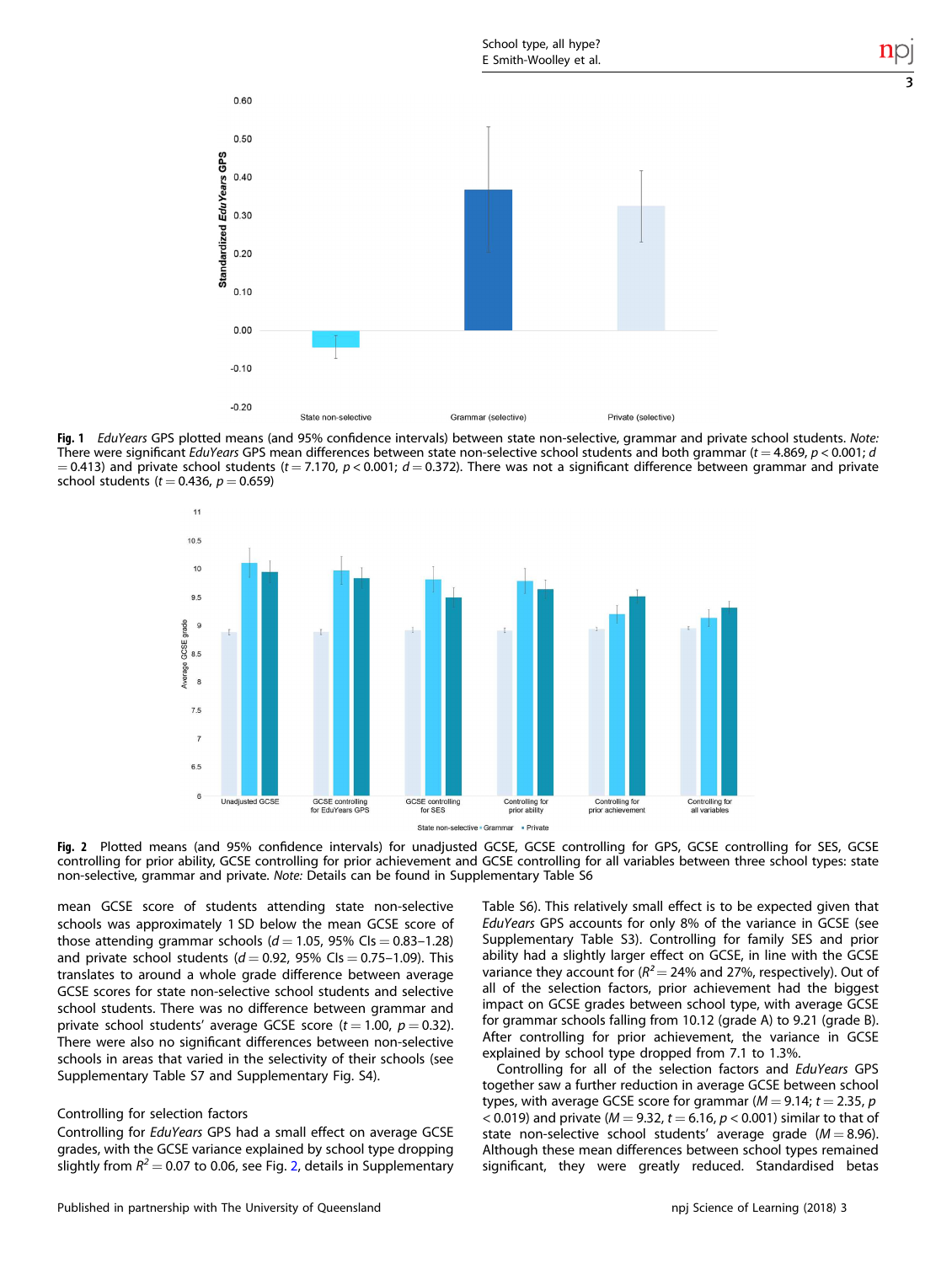Fig. 1 *EduYears* GPS plotted means (and 95% confidence intervals) between state non-selective, grammar and private school students. *Note:* There were significant *EduYears* GPS mean differences between state non-selective school students and both grammar ($t = 4.869$, $p < 0.001$; $d = 0.413$) and private school students ($t = 7.170$, $p < 0.001$; $d = 0.372$). There was not a significant difference between grammar and private school students ($t = 0.436$, $p = 0.659$)

Fig. 2 Plotted means (and 95% confidence intervals) for unadjusted GCSE, GCSE controlling for GPS, GCSE controlling for SES, GCSE controlling for prior ability, GCSE controlling for prior achievement and GCSE controlling for all variables between three school types: state non-selective, grammar and private. *Note:* Details can be found in Supplementary Table S6

mean GCSE score of students attending state non-selective schools was approximately 1 SD below the mean GCSE score of those attending grammar schools ($d = 1.05$, 95% CIs = 0.83–1.28) and private school students ($d = 0.92$, 95% CIs = 0.75–1.09). This translates to around a whole grade difference between average GCSE scores for state non-selective school students and selective school students. There was no difference between grammar and private school students' average GCSE score ($t = 1.00$, $p = 0.32$). There were also no significant differences between non-selective schools in areas that varied in the selectivity of their schools (see Supplementary Table S7 and Supplementary Fig. S4).

### Controlling for selection factors

Controlling for *EduYears* GPS had a small effect on average GCSE grades, with the GCSE variance explained by school type dropping slightly from $R^2 = 0.07$ to 0.06, see Fig. 2, details in Supplementary Table S6). This relatively small effect is to be expected given that *EduYears* GPS accounts for only 8% of the variance in GCSE (see Supplementary Table S3). Controlling for family SES and prior ability had a slightly larger effect on GCSE, in line with the GCSE variance they account for ($R^2 = 24\%$ and 27%, respectively). Out of all of the selection factors, prior achievement had the biggest impact on GCSE grades between school type, with average GCSE for grammar schools falling from 10.12 (grade A) to 9.21 (grade B). After controlling for prior achievement, the variance in GCSE explained by school type dropped from 7.1 to 1.3%.

Controlling for all of the selection factors and *EduYears* GPS together saw a further reduction in average GCSE between school types, with average GCSE score for grammar ($M = 9.14$; $t = 2.35$, $p < 0.019$) and private ($M = 9.32$, $t = 6.16$, $p < 0.001$) similar to that of state non-selective school students' average grade ($M = 8.96$). Although these mean differences between school types remained significant, they were greatly reduced. Standardised betas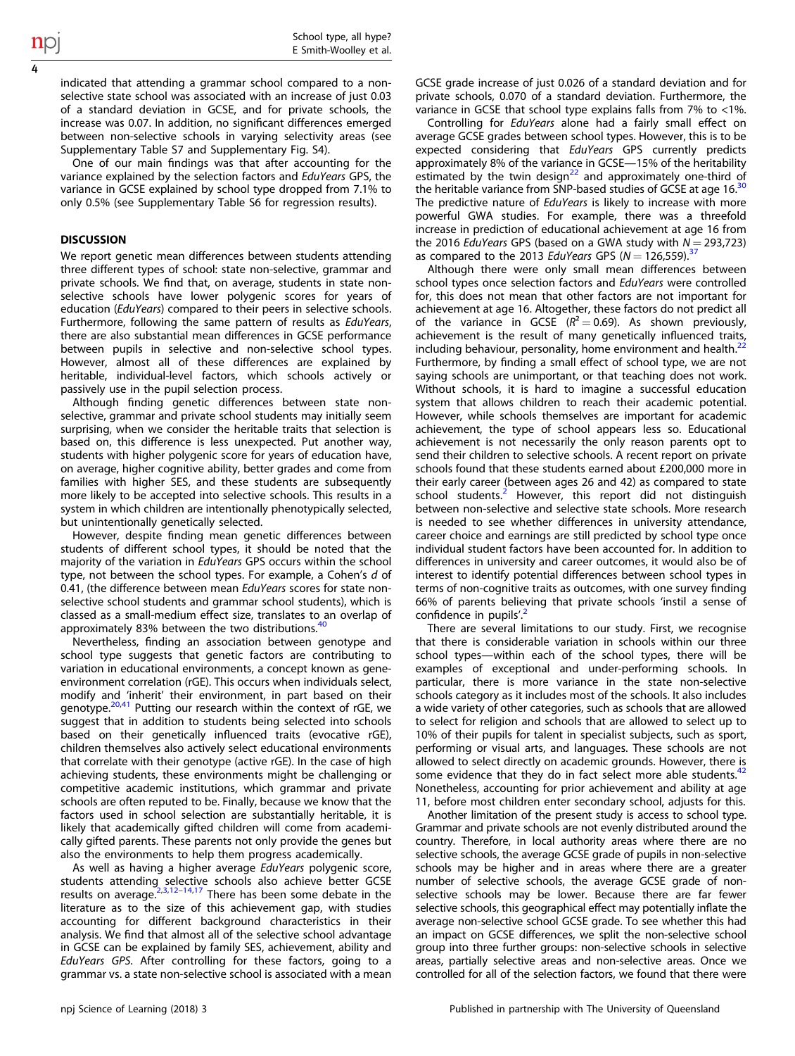indicated that attending a grammar school compared to a non-selective state school was associated with an increase of just 0.03 of a standard deviation in GCSE, and for private schools, the increase was 0.07. In addition, no significant differences emerged between non-selective schools in varying selectivity areas (see Supplementary Table S7 and Supplementary Fig. S4).

One of our main findings was that after accounting for the variance explained by the selection factors and *EduYears* GPS, the variance in GCSE explained by school type dropped from 7.1% to only 0.5% (see Supplementary Table S6 for regression results).

## DISCUSSION

We report genetic mean differences between students attending three different types of school: state non-selective, grammar and private schools. We find that, on average, students in state non-selective schools have lower polygenic scores for years of education (*EduYears*) compared to their peers in selective schools. Furthermore, following the same pattern of results as *EduYears*, there are also substantial mean differences in GCSE performance between pupils in selective and non-selective school types. However, almost all of these differences are explained by heritable, individual-level factors, which schools actively or passively use in the pupil selection process.

Although finding genetic differences between state non-selective, grammar and private school students may initially seem surprising, when we consider the heritable traits that selection is based on, this difference is less unexpected. Put another way, students with higher polygenic score for years of education have, on average, higher cognitive ability, better grades and come from families with higher SES, and these students are subsequently more likely to be accepted into selective schools. This results in a system in which children are intentionally phenotypically selected, but unintentionally genetically selected.

However, despite finding mean genetic differences between students of different school types, it should be noted that the majority of the variation in *EduYears* GPS occurs within the school type, not between the school types. For example, a Cohen's $d$ of 0.41, (the difference between mean *EduYears* scores for state non-selective school students and grammar school students), which is classed as a small-medium effect size, translates to an overlap of approximately 83% between the two distributions.[40]

Nevertheless, finding an association between genotype and school type suggests that genetic factors are contributing to variation in educational environments, a concept known as gene-environment correlation (rGE). This occurs when individuals select, modify and 'inherit' their environment, in part based on their genotype.[20,41] Putting our research within the context of rGE, we suggest that in addition to students being selected into schools based on their genetically influenced traits (evocative rGE), children themselves also actively select educational environments that correlate with their genotype (active rGE). In the case of high achieving students, these environments might be challenging or competitive academic institutions, which grammar and private schools are often reputed to be. Finally, because we know that the factors used in school selection are substantially heritable, it is likely that academically gifted children will come from academically gifted parents. These parents not only provide the genes but also the environments to help them progress academically.

As well as having a higher average *EduYears* polygenic score, students attending selective schools also achieve better GCSE results on average.[2,3,12–14,17] There has been some debate in the literature as to the size of this achievement gap, with studies accounting for different background characteristics in their analysis. We find that almost all of the selective school advantage in GCSE can be explained by family SES, achievement, ability and *EduYears GPS*. After controlling for these factors, going to a grammar vs. a state non-selective school is associated with a mean GCSE grade increase of just 0.026 of a standard deviation and for private schools, 0.070 of a standard deviation. Furthermore, the variance in GCSE that school type explains falls from 7% to <1%.

Controlling for *EduYears* alone had a fairly small effect on average GCSE grades between school types. However, this is to be expected considering that *EduYears* GPS currently predicts approximately 8% of the variance in GCSE—15% of the heritability estimated by the twin design[22] and approximately one-third of the heritable variance from SNP-based studies of GCSE at age 16.[30] The predictive nature of *EduYears* is likely to increase with more powerful GWA studies. For example, there was a threefold increase in prediction of educational achievement at age 16 from the 2016 *EduYears* GPS (based on a GWA study with $N = 293{,}723$) as compared to the 2013 *EduYears* GPS ($N = 126{,}559$).[37]

Although there were only small mean differences between school types once selection factors and *EduYears* were controlled for, this does not mean that other factors are not important for achievement at age 16. Altogether, these factors do not predict all of the variance in GCSE ($R^2 = 0.69$). As shown previously, achievement is the result of many genetically influenced traits, including behaviour, personality, home environment and health.[22] Furthermore, by finding a small effect of school type, we are not saying schools are unimportant, or that teaching does not work. Without schools, it is hard to imagine a successful education system that allows children to reach their academic potential. However, while schools themselves are important for academic achievement, the type of school appears less so. Educational achievement is not necessarily the only reason parents opt to send their children to selective schools. A recent report on private schools found that these students earned about £200,000 more in their early career (between ages 26 and 42) as compared to state school students.[2] However, this report did not distinguish between non-selective and selective state schools. More research is needed to see whether differences in university attendance, career choice and earnings are still predicted by school type once individual student factors have been accounted for. In addition to differences in university and career outcomes, it would also be of interest to identify potential differences between school types in terms of non-cognitive traits as outcomes, with one survey finding 66% of parents believing that private schools 'instil a sense of confidence in pupils'.[2]

There are several limitations to our study. First, we recognise that there is considerable variation in schools within our three school types—within each of the school types, there will be examples of exceptional and under-performing schools. In particular, there is more variance in the state non-selective schools category as it includes most of the schools. It also includes a wide variety of other categories, such as schools that are allowed to select for religion and schools that are allowed to select up to 10% of their pupils for talent in specialist subjects, such as sport, performing or visual arts, and languages. These schools are not allowed to select directly on academic grounds. However, there is some evidence that they do in fact select more able students.[42] Nonetheless, accounting for prior achievement and ability at age 11, before most children enter secondary school, adjusts for this.

Another limitation of the present study is access to school type. Grammar and private schools are not evenly distributed around the country. Therefore, in local authority areas where there are no selective schools, the average GCSE grade of pupils in non-selective schools may be higher and in areas where there are a greater number of selective schools, the average GCSE grade of non-selective schools may be lower. Because there are far fewer selective schools, this geographical effect may potentially inflate the average non-selective school GCSE grade. To see whether this had an impact on GCSE differences, we split the non-selective school group into three further groups: non-selective schools in selective areas, partially selective areas and non-selective areas. Once we controlled for all of the selection factors, we found that there were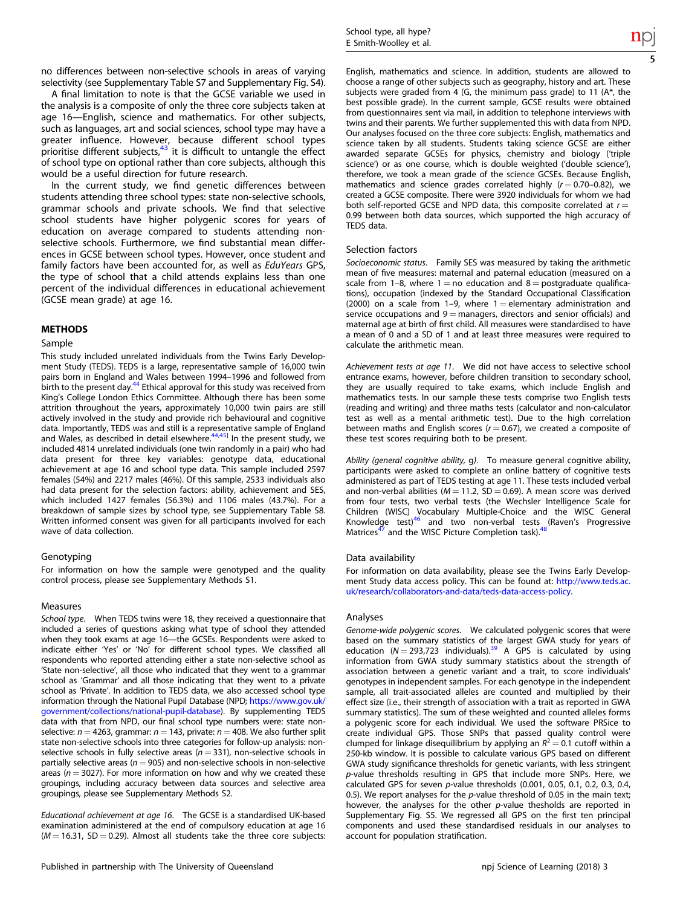no differences between non-selective schools in areas of varying selectivity (see Supplementary Table S7 and Supplementary Fig. S4).

A final limitation to note is that the GCSE variable we used in the analysis is a composite of only the three core subjects taken at age 16—English, science and mathematics. For other subjects, such as languages, art and social sciences, school type may have a greater influence. However, because different school types prioritise different subjects,[43] it is difficult to untangle the effect of school type on optional rather than core subjects, although this would be a useful direction for future research.

In the current study, we find genetic differences between students attending three school types: state non-selective schools, grammar schools and private schools. We find that selective school students have higher polygenic scores for years of education on average compared to students attending non-selective schools. Furthermore, we find substantial mean differences in GCSE between school types. However, once student and family factors have been accounted for, as well as *EduYears* GPS, the type of school that a child attends explains less than one percent of the individual differences in educational achievement (GCSE mean grade) at age 16.

## METHODS

### Sample

This study included unrelated individuals from the Twins Early Development Study (TEDS). TEDS is a large, representative sample of 16,000 twin pairs born in England and Wales between 1994–1996 and followed from birth to the present day.[44] Ethical approval for this study was received from King's College London Ethics Committee. Although there has been some attrition throughout the years, approximately 10,000 twin pairs are still actively involved in the study and provide rich behavioural and cognitive data. Importantly, TEDS was and still is a representative sample of England and Wales, as described in detail elsewhere.[44,45] In the present study, we included 4814 unrelated individuals (one twin randomly in a pair) who had data present for three key variables: genotype data, educational achievement at age 16 and school type data. This sample included 2597 females (54%) and 2217 males (46%). Of this sample, 2533 individuals also had data present for the selection factors: ability, achievement and SES, which included 1427 females (56.3%) and 1106 males (43.7%). For a breakdown of sample sizes by school type, see Supplementary Table S8. Written informed consent was given for all participants involved for each wave of data collection.

### Genotyping

For information on how the sample were genotyped and the quality control process, please see Supplementary Methods S1.

### Measures

*School type.* When TEDS twins were 18, they received a questionnaire that included a series of questions asking what type of school they attended when they took exams at age 16—the GCSEs. Respondents were asked to indicate either 'Yes' or 'No' for different school types. We classified all respondents who reported attending either a state non-selective school as 'State non-selective', all those who indicated that they went to a grammar school as 'Grammar' and all those indicating that they went to a private school as 'Private'. In addition to TEDS data, we also accessed school type information through the National Pupil Database (NPD; https://www.gov.uk/government/collections/national-pupil-database). By supplementing TEDS data with that from NPD, our final school type numbers were: state non-selective: $n = 4263$, grammar: $n = 143$, private: $n = 408$. We also further split state non-selective schools into three categories for follow-up analysis: non-selective schools in fully selective areas ($n = 331$), non-selective schools in partially selective areas ($n = 905$) and non-selective schools in non-selective areas ($n = 3027$). For more information on how and why we created these groupings, including accuracy between data sources and selective area groupings, please see Supplementary Methods S2.

*Educational achievement at age 16.* The GCSE is a standardised UK-based examination administered at the end of compulsory education at age 16 ($M = 16.31$, $SD = 0.29$). Almost all students take the three core subjects: English, mathematics and science. In addition, students are allowed to choose a range of other subjects such as geography, history and art. These subjects were graded from 4 (G, the minimum pass grade) to 11 (A*, the best possible grade). In the current sample, GCSE results were obtained from questionnaires sent via mail, in addition to telephone interviews with twins and their parents. We further supplemented this with data from NPD. Our analyses focused on the three core subjects: English, mathematics and science taken by all students. Students taking science GCSE are either awarded separate GCSEs for physics, chemistry and biology ('triple science') or as one course, which is double weighted ('double science'), therefore, we took a mean grade of the science GCSEs. Because English, mathematics and science grades correlated highly ($r = 0.70$–$0.82$), we created a GCSE composite. There were 3920 individuals for whom we had both self-reported GCSE and NPD data, this composite correlated at $r = 0.99$ between both data sources, which supported the high accuracy of TEDS data.

### Selection factors

*Socioeconomic status.* Family SES was measured by taking the arithmetic mean of five measures: maternal and paternal education (measured on a scale from 1–8, where 1 = no education and 8 = postgraduate qualifications), occupation (indexed by the Standard Occupational Classification (2000) on a scale from 1–9, where 1 = elementary administration and service occupations and 9 = managers, directors and senior officials) and maternal age at birth of first child. All measures were standardised to have a mean of 0 and a SD of 1 and at least three measures were required to calculate the arithmetic mean.

*Achievement tests at age 11.* We did not have access to selective school entrance exams, however, before children transition to secondary school, they are usually required to take exams, which include English and mathematics tests. In our sample these tests comprise two English tests (reading and writing) and three maths tests (calculator and non-calculator test as well as a mental arithmetic test). Due to the high correlation between maths and English scores ($r = 0.67$), we created a composite of these test scores requiring both to be present.

*Ability (general cognitive ability,* g*).* To measure general cognitive ability, participants were asked to complete an online battery of cognitive tests administered as part of TEDS testing at age 11. These tests included verbal and non-verbal abilities ($M = 11.2$, $SD = 0.69$). A mean score was derived from four tests, two verbal tests (the Wechsler Intelligence Scale for Children (WISC) Vocabulary Multiple-Choice and the WISC General Knowledge test)[46] and two non-verbal tests (Raven's Progressive Matrices[47] and the WISC Picture Completion task).[48]

### Data availability

For information on data availability, please see the Twins Early Development Study data access policy. This can be found at: http://www.teds.ac.uk/research/collaborators-and-data/teds-data-access-policy.

### Analyses

*Genome-wide polygenic scores.* We calculated polygenic scores that were based on the summary statistics of the largest GWA study for years of education ($N = 293{,}723$ individuals).[39] A GPS is calculated by using information from GWA study summary statistics about the strength of association between a genetic variant and a trait, to score individuals' genotypes in independent samples. For each genotype in the independent sample, all trait-associated alleles are counted and multiplied by their effect size (i.e., their strength of association with a trait as reported in GWA summary statistics). The sum of these weighted and counted alleles forms a polygenic score for each individual. We used the software PRSice to create individual GPS. Those SNPs that passed quality control were clumped for linkage disequilibrium by applying an $R^2 = 0.1$ cutoff within a 250-kb window. It is possible to calculate various GPS based on different GWA study significance thresholds for genetic variants, with less stringent *p*-value thresholds resulting in GPS that include more SNPs. Here, we calculated GPS for seven *p*-value thresholds (0.001, 0.05, 0.1, 0.2, 0.3, 0.4, 0.5). We report analyses for the *p*-value threshold of 0.05 in the main text; however, the analyses for the other *p*-value thesholds are reported in Supplementary Fig. S5. We regressed all GPS on the first ten principal components and used these standardised residuals in our analyses to account for population stratification.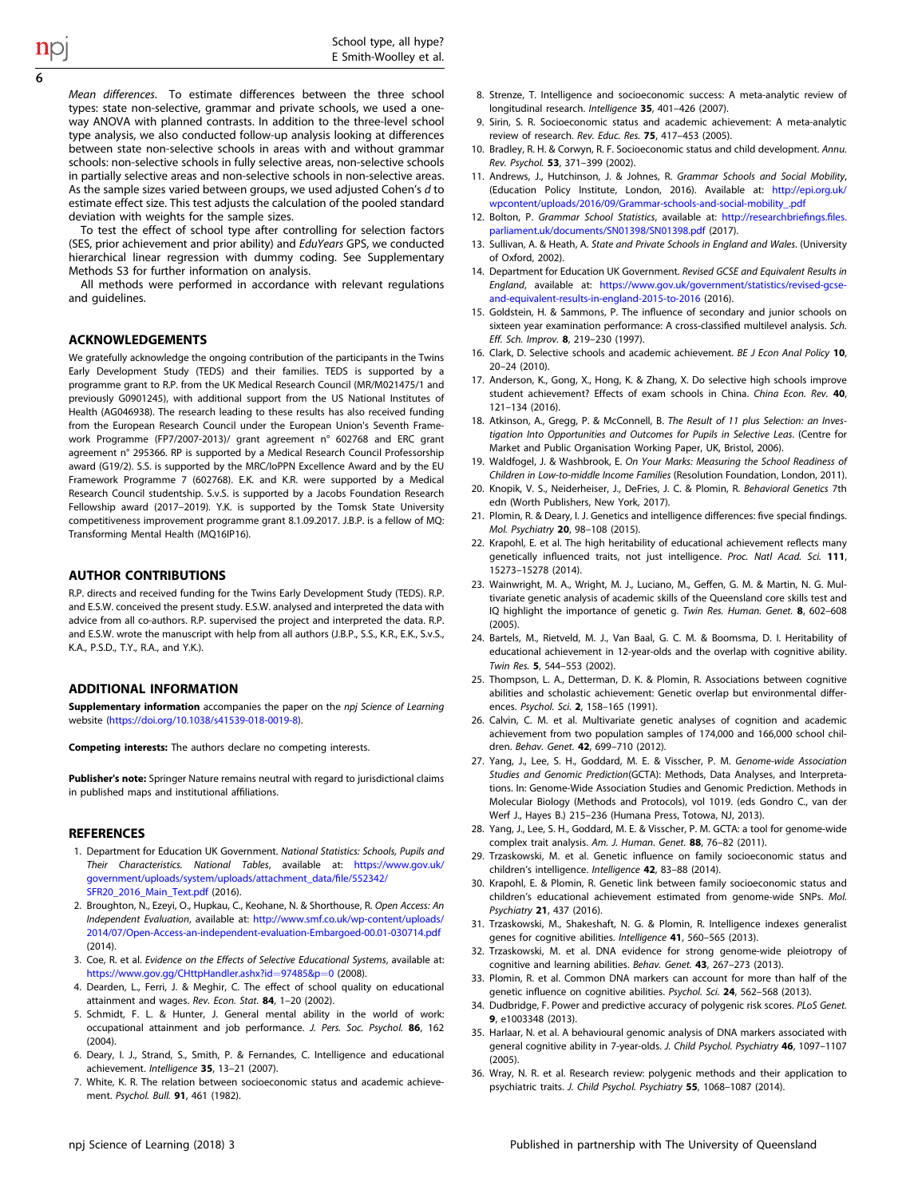*Mean differences.* To estimate differences between the three school types: state non-selective, grammar and private schools, we used a one-way ANOVA with planned contrasts. In addition to the three-level school type analysis, we also conducted follow-up analysis looking at differences between state non-selective schools in areas with and without grammar schools: non-selective schools in fully selective areas, non-selective schools in partially selective areas and non-selective schools in non-selective areas. As the sample sizes varied between groups, we used adjusted Cohen's *d* to estimate effect size. This test adjusts the calculation of the pooled standard deviation with weights for the sample sizes.

To test the effect of school type after controlling for selection factors (SES, prior achievement and prior ability) and *EduYears* GPS, we conducted hierarchical linear regression with dummy coding. See Supplementary Methods S3 for further information on analysis.

All methods were performed in accordance with relevant regulations and guidelines.

## ACKNOWLEDGEMENTS

We gratefully acknowledge the ongoing contribution of the participants in the Twins Early Development Study (TEDS) and their families. TEDS is supported by a programme grant to R.P. from the UK Medical Research Council (MR/M021475/1 and previously G0901245), with additional support from the US National Institutes of Health (AG046938). The research leading to these results has also received funding from the European Research Council under the European Union's Seventh Framework Programme (FP7/2007-2013)/ grant agreement n° 602768 and ERC grant agreement n° 295366. RP is supported by a Medical Research Council Professorship award (G19/2). S.S. is supported by the MRC/IoPPN Excellence Award and by the EU Framework Programme 7 (602768). E.K. and K.R. were supported by a Medical Research Council studentship. S.v.S. is supported by a Jacobs Foundation Research Fellowship award (2017–2019). Y.K. is supported by the Tomsk State University competitiveness improvement programme grant 8.1.09.2017. J.B.P. is a fellow of MQ: Transforming Mental Health (MQ16IP16).

## AUTHOR CONTRIBUTIONS

R.P. directs and received funding for the Twins Early Development Study (TEDS). R.P. and E.S.W. conceived the present study. E.S.W. analysed and interpreted the data with advice from all co-authors. R.P. supervised the project and interpreted the data. R.P. and E.S.W. wrote the manuscript with help from all authors (J.B.P., S.S., K.R., E.K., S.v.S., K.A., P.S.D., T.Y., R.A., and Y.K.).

## ADDITIONAL INFORMATION

**Supplementary information** accompanies the paper on the *npj Science of Learning* website (https://doi.org/10.1038/s41539-018-0019-8).

**Competing interests:** The authors declare no competing interests.

**Publisher's note:** Springer Nature remains neutral with regard to jurisdictional claims in published maps and institutional affiliations.

## REFERENCES

1. Department for Education UK Government. *National Statistics: Schools, Pupils and Their Characteristics. National Tables*, available at: https://www.gov.uk/government/uploads/system/uploads/attachment_data/file/552342/SFR20_2016_Main_Text.pdf (2016).
2. Broughton, N., Ezeyi, O., Hupkau, C., Keohane, N. & Shorthouse, R. *Open Access: An Independent Evaluation*, available at: http://www.smf.co.uk/wp-content/uploads/2014/07/Open-Access-an-independent-evaluation-Embargoed-00.01-030714.pdf (2014).
3. Coe, R. et al. *Evidence on the Effects of Selective Educational Systems*, available at: https://www.gov.gg/CHttpHandler.ashx?id=97485&p=0 (2008).
4. Dearden, L., Ferri, J. & Meghir, C. The effect of school quality on educational attainment and wages. *Rev. Econ. Stat.* **84**, 1–20 (2002).
5. Schmidt, F. L. & Hunter, J. General mental ability in the world of work: occupational attainment and job performance. *J. Pers. Soc. Psychol.* **86**, 162 (2004).
6. Deary, I. J., Strand, S., Smith, P. & Fernandes, C. Intelligence and educational achievement. *Intelligence* **35**, 13–21 (2007).
7. White, K. R. The relation between socioeconomic status and academic achievement. *Psychol. Bull.* **91**, 461 (1982).
8. Strenze, T. Intelligence and socioeconomic success: A meta-analytic review of longitudinal research. *Intelligence* **35**, 401–426 (2007).
9. Sirin, S. R. Socioeconomic status and academic achievement: A meta-analytic review of research. *Rev. Educ. Res.* **75**, 417–453 (2005).
10. Bradley, R. H. & Corwyn, R. F. Socioeconomic status and child development. *Annu. Rev. Psychol.* **53**, 371–399 (2002).
11. Andrews, J., Hutchinson, J. & Johnes, R. *Grammar Schools and Social Mobility*, (Education Policy Institute, London, 2016). Available at: http://epi.org.uk/wpcontent/uploads/2016/09/Grammar-schools-and-social-mobility_.pdf
12. Bolton, P. *Grammar School Statistics*, available at: http://researchbriefings.files.parliament.uk/documents/SN01398/SN01398.pdf (2017).
13. Sullivan, A. & Heath, A. *State and Private Schools in England and Wales*. (University of Oxford, 2002).
14. Department for Education UK Government. *Revised GCSE and Equivalent Results in England*, available at: https://www.gov.uk/government/statistics/revised-gcse-and-equivalent-results-in-england-2015-to-2016 (2016).
15. Goldstein, H. & Sammons, P. The influence of secondary and junior schools on sixteen year examination performance: A cross-classified multilevel analysis. *Sch. Eff. Sch. Improv.* **8**, 219–230 (1997).
16. Clark, D. Selective schools and academic achievement. *BE J Econ Anal Policy* **10**, 20–24 (2010).
17. Anderson, K., Gong, X., Hong, K. & Zhang, X. Do selective high schools improve student achievement? Effects of exam schools in China. *China Econ. Rev.* **40**, 121–134 (2016).
18. Atkinson, A., Gregg, P. & McConnell, B. *The Result of 11 plus Selection: an Investigation Into Opportunities and Outcomes for Pupils in Selective Leas*. (Centre for Market and Public Organisation Working Paper, UK, Bristol, 2006).
19. Waldfogel, J. & Washbrook, E. *On Your Marks: Measuring the School Readiness of Children in Low-to-middle Income Families* (Resolution Foundation, London, 2011).
20. Knopik, V. S., Neiderheiser, J., DeFries, J. C. & Plomin, R. *Behavioral Genetics* 7th edn (Worth Publishers, New York, 2017).
21. Plomin, R. & Deary, I. J. Genetics and intelligence differences: five special findings. *Mol. Psychiatry* **20**, 98–108 (2015).
22. Krapohl, E. et al. The high heritability of educational achievement reflects many genetically influenced traits, not just intelligence. *Proc. Natl Acad. Sci.* **111**, 15273–15278 (2014).
23. Wainwright, M. A., Wright, M. J., Luciano, M., Geffen, G. M. & Martin, N. G. Multivariate genetic analysis of academic skills of the Queensland core skills test and IQ highlight the importance of genetic g. *Twin Res. Human. Genet.* **8**, 602–608 (2005).
24. Bartels, M., Rietveld, M. J., Van Baal, G. C. M. & Boomsma, D. I. Heritability of educational achievement in 12-year-olds and the overlap with cognitive ability. *Twin Res.* **5**, 544–553 (2002).
25. Thompson, L. A., Detterman, D. K. & Plomin, R. Associations between cognitive abilities and scholastic achievement: Genetic overlap but environmental differences. *Psychol. Sci.* **2**, 158–165 (1991).
26. Calvin, C. M. et al. Multivariate genetic analyses of cognition and academic achievement from two population samples of 174,000 and 166,000 school children. *Behav. Genet.* **42**, 699–710 (2012).
27. Yang, J., Lee, S. H., Goddard, M. E. & Visscher, P. M. *Genome-wide Association Studies and Genomic Prediction*(GCTA): Methods, Data Analyses, and Interpretations. In: Genome-Wide Association Studies and Genomic Prediction. Methods in Molecular Biology (Methods and Protocols), vol 1019. (eds Gondro C., van der Werf J., Hayes B.) 215–236 (Humana Press, Totowa, NJ, 2013).
28. Yang, J., Lee, S. H., Goddard, M. E. & Visscher, P. M. GCTA: a tool for genome-wide complex trait analysis. *Am. J. Human. Genet.* **88**, 76–82 (2011).
29. Trzaskowski, M. et al. Genetic influence on family socioeconomic status and children's intelligence. *Intelligence* **42**, 83–88 (2014).
30. Krapohl, E. & Plomin, R. Genetic link between family socioeconomic status and children's educational achievement estimated from genome-wide SNPs. *Mol. Psychiatry* **21**, 437 (2016).
31. Trzaskowski, M., Shakeshaft, N. G. & Plomin, R. Intelligence indexes generalist genes for cognitive abilities. *Intelligence* **41**, 560–565 (2013).
32. Trzaskowski, M. et al. DNA evidence for strong genome-wide pleiotropy of cognitive and learning abilities. *Behav. Genet.* **43**, 267–273 (2013).
33. Plomin, R. et al. Common DNA markers can account for more than half of the genetic influence on cognitive abilities. *Psychol. Sci.* **24**, 562–568 (2013).
34. Dudbridge, F. Power and predictive accuracy of polygenic risk scores. *PLoS Genet.* **9**, e1003348 (2013).
35. Harlaar, N. et al. A behavioural genomic analysis of DNA markers associated with general cognitive ability in 7-year-olds. *J. Child Psychol. Psychiatry* **46**, 1097–1107 (2005).
36. Wray, N. R. et al. Research review: polygenic methods and their application to psychiatric traits. *J. Child Psychol. Psychiatry* **55**, 1068–1087 (2014).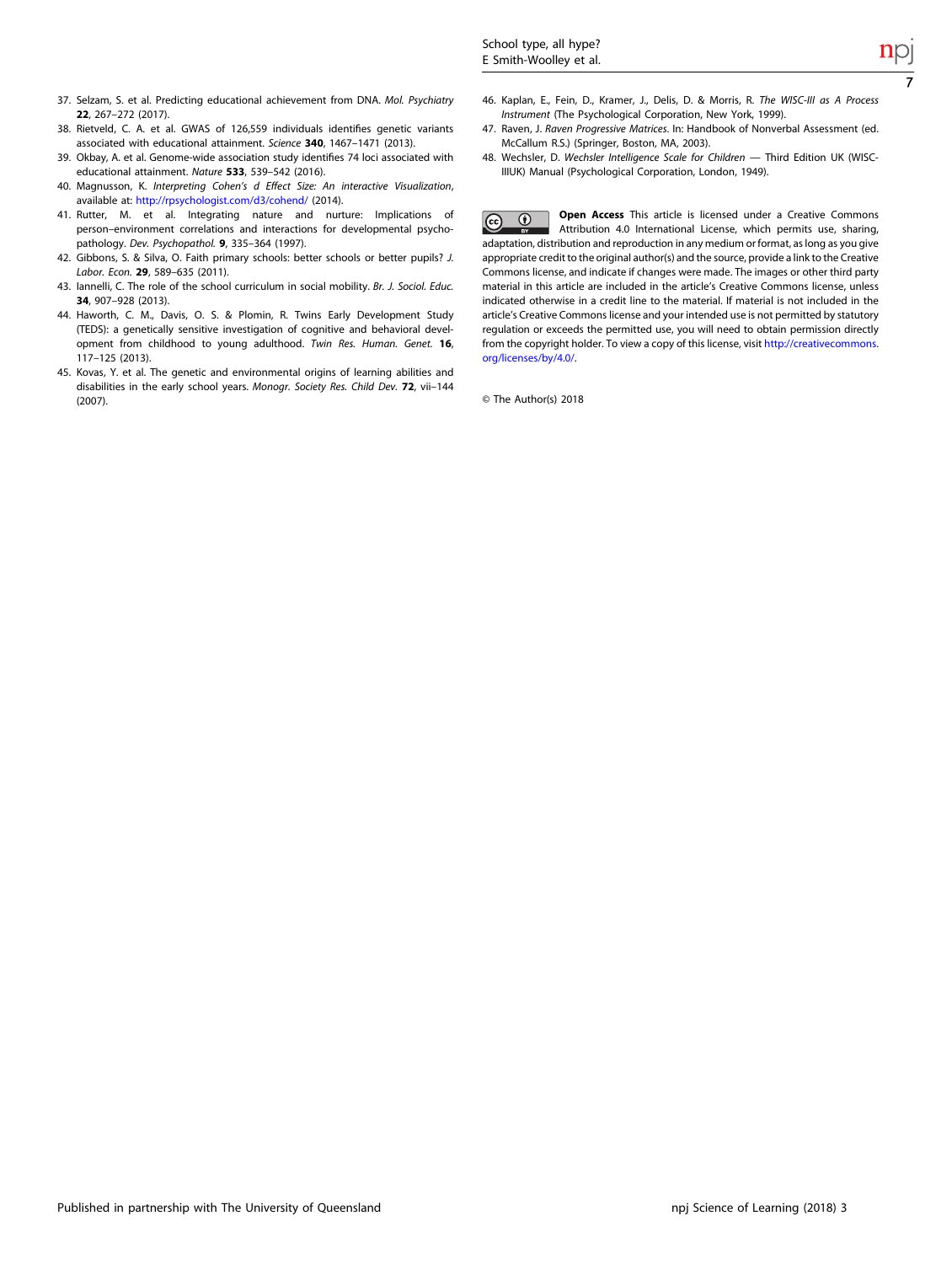37. Selzam, S. et al. Predicting educational achievement from DNA. *Mol. Psychiatry* **22**, 267–272 (2017).
38. Rietveld, C. A. et al. GWAS of 126,559 individuals identifies genetic variants associated with educational attainment. *Science* **340**, 1467–1471 (2013).
39. Okbay, A. et al. Genome-wide association study identifies 74 loci associated with educational attainment. *Nature* **533**, 539–542 (2016).
40. Magnusson, K. *Interpreting Cohen's d Effect Size: An interactive Visualization*, available at: http://rpsychologist.com/d3/cohend/ (2014).
41. Rutter, M. et al. Integrating nature and nurture: Implications of person–environment correlations and interactions for developmental psychopathology. *Dev. Psychopathol.* **9**, 335–364 (1997).
42. Gibbons, S. & Silva, O. Faith primary schools: better schools or better pupils? *J. Labor. Econ.* **29**, 589–635 (2011).
43. Iannelli, C. The role of the school curriculum in social mobility. *Br. J. Sociol. Educ.* **34**, 907–928 (2013).
44. Haworth, C. M., Davis, O. S. & Plomin, R. Twins Early Development Study (TEDS): a genetically sensitive investigation of cognitive and behavioral development from childhood to young adulthood. *Twin Res. Human. Genet.* **16**, 117–125 (2013).
45. Kovas, Y. et al. The genetic and environmental origins of learning abilities and disabilities in the early school years. *Monogr. Society Res. Child Dev.* **72**, vii–144 (2007).
46. Kaplan, E., Fein, D., Kramer, J., Delis, D. & Morris, R. *The WISC-III as A Process Instrument* (The Psychological Corporation, New York, 1999).
47. Raven, J. *Raven Progressive Matrices*. In: Handbook of Nonverbal Assessment (ed. McCallum R.S.) (Springer, Boston, MA, 2003).
48. Wechsler, D. *Wechsler Intelligence Scale for Children* — Third Edition UK (WISC-IIIUK) Manual (Psychological Corporation, London, 1949).

**Open Access** This article is licensed under a Creative Commons Attribution 4.0 International License, which permits use, sharing, adaptation, distribution and reproduction in any medium or format, as long as you give appropriate credit to the original author(s) and the source, provide a link to the Creative Commons license, and indicate if changes were made. The images or other third party material in this article are included in the article's Creative Commons license, unless indicated otherwise in a credit line to the material. If material is not included in the article's Creative Commons license and your intended use is not permitted by statutory regulation or exceeds the permitted use, you will need to obtain permission directly from the copyright holder. To view a copy of this license, visit http://creativecommons.org/licenses/by/4.0/.

© The Author(s) 2018